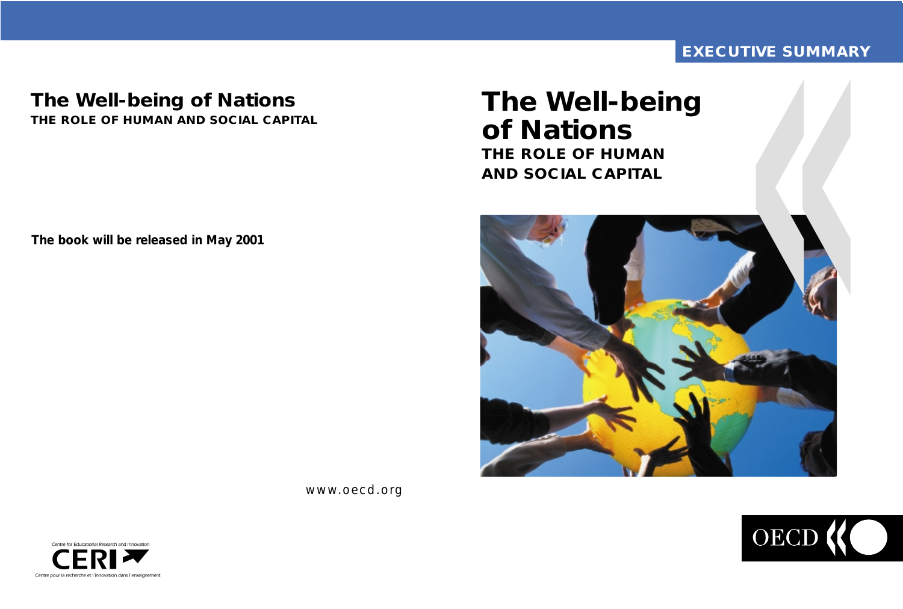**EXECUTIVE SUMMARY**

# The Well-being of Nations

**THE ROLE OF HUMAN AND SOCIAL CAPITAL**

**The book will be released in May 2001**

www.oecd.org

Centre for Educational Research and Innovation

CERI

Centre pour la recherche et l'innovation dans l'enseignement

OECD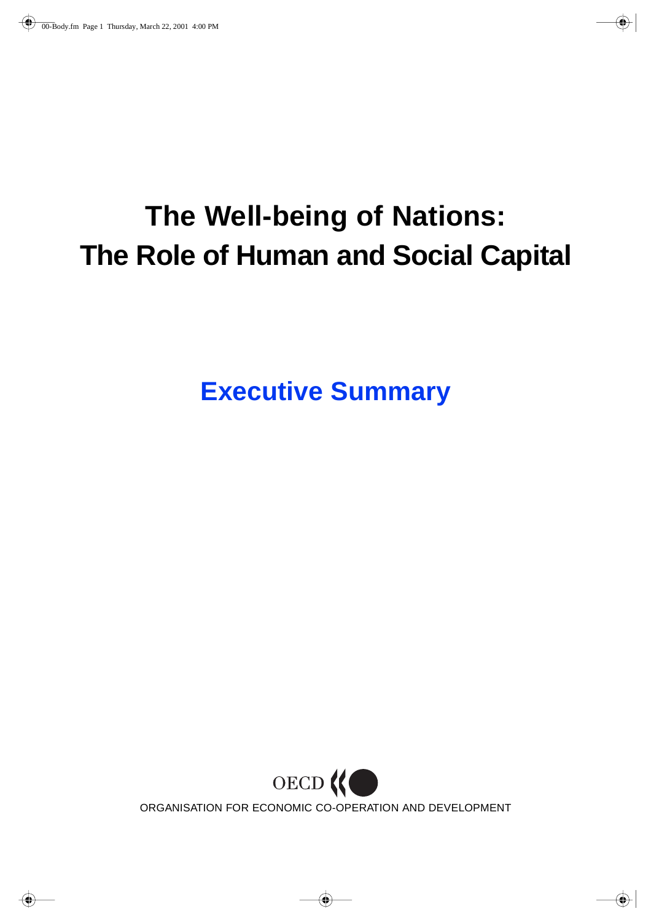# The Well-being of Nations: The Role of Human and Social Capital

## Executive Summary

OECD

ORGANISATION FOR ECONOMIC CO-OPERATION AND DEVELOPMENT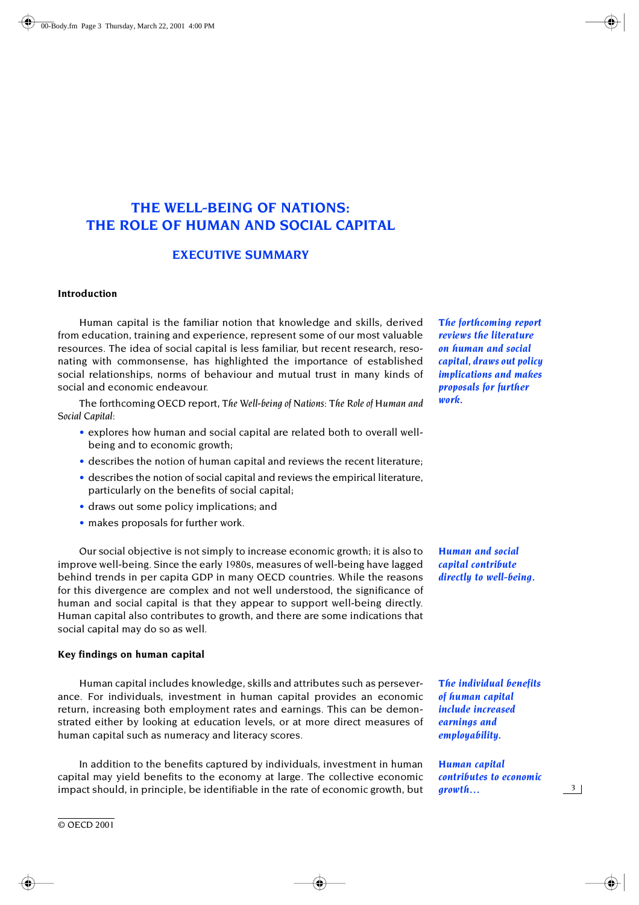# THE WELL-BEING OF NATIONS: THE ROLE OF HUMAN AND SOCIAL CAPITAL

## EXECUTIVE SUMMARY

### Introduction

*The forthcoming report reviews the literature on human and social capital, draws out policy implications and makes proposals for further work.*

Human capital is the familiar notion that knowledge and skills, derived from education, training and experience, represent some of our most valuable resources. The idea of social capital is less familiar, but recent research, resonating with commonsense, has highlighted the importance of established social relationships, norms of behaviour and mutual trust in many kinds of social and economic endeavour.

The forthcoming OECD report, *The Well-being of Nations: The Role of Human and Social Capital*:

- explores how human and social capital are related both to overall well-being and to economic growth;
- describes the notion of human capital and reviews the recent literature;
- describes the notion of social capital and reviews the empirical literature, particularly on the benefits of social capital;
- draws out some policy implications; and
- makes proposals for further work.

*Human and social capital contribute directly to well-being.*

Our social objective is not simply to increase economic growth; it is also to improve well-being. Since the early 1980s, measures of well-being have lagged behind trends in per capita GDP in many OECD countries. While the reasons for this divergence are complex and not well understood, the significance of human and social capital is that they appear to support well-being directly. Human capital also contributes to growth, and there are some indications that social capital may do so as well.

### Key findings on human capital

*The individual benefits of human capital include increased earnings and employability.*

Human capital includes knowledge, skills and attributes such as perseverance. For individuals, investment in human capital provides an economic return, increasing both employment rates and earnings. This can be demonstrated either by looking at education levels, or at more direct measures of human capital such as numeracy and literacy scores.

*Human capital contributes to economic growth…*

In addition to the benefits captured by individuals, investment in human capital may yield benefits to the economy at large. The collective economic impact should, in principle, be identifiable in the rate of economic growth, but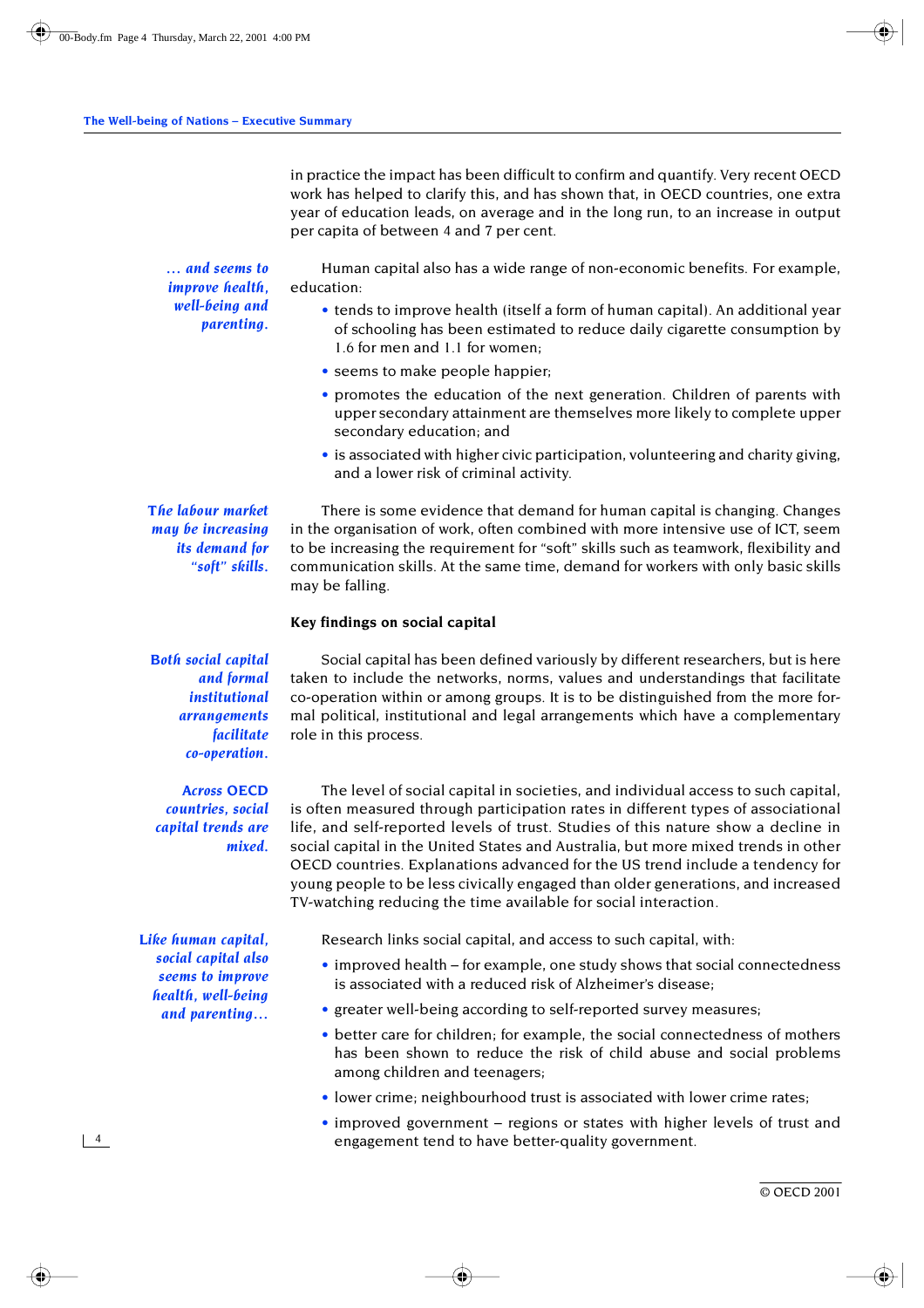in practice the impact has been difficult to confirm and quantify. Very recent OECD work has helped to clarify this, and has shown that, in OECD countries, one extra year of education leads, on average and in the long run, to an increase in output per capita of between 4 and 7 per cent.

*... and seems to improve health, well-being and parenting.*

Human capital also has a wide range of non-economic benefits. For example, education:

- tends to improve health (itself a form of human capital). An additional year of schooling has been estimated to reduce daily cigarette consumption by 1.6 for men and 1.1 for women;
- seems to make people happier;
- promotes the education of the next generation. Children of parents with upper secondary attainment are themselves more likely to complete upper secondary education; and
- is associated with higher civic participation, volunteering and charity giving, and a lower risk of criminal activity.

*The labour market may be increasing its demand for "soft" skills.*

There is some evidence that demand for human capital is changing. Changes in the organisation of work, often combined with more intensive use of ICT, seem to be increasing the requirement for "soft" skills such as teamwork, flexibility and communication skills. At the same time, demand for workers with only basic skills may be falling.

**Key findings on social capital**

*Both social capital and formal institutional arrangements facilitate co-operation.*

Social capital has been defined variously by different researchers, but is here taken to include the networks, norms, values and understandings that facilitate co-operation within or among groups. It is to be distinguished from the more formal political, institutional and legal arrangements which have a complementary role in this process.

*Across OECD countries, social capital trends are mixed.*

The level of social capital in societies, and individual access to such capital, is often measured through participation rates in different types of associational life, and self-reported levels of trust. Studies of this nature show a decline in social capital in the United States and Australia, but more mixed trends in other OECD countries. Explanations advanced for the US trend include a tendency for young people to be less civically engaged than older generations, and increased TV-watching reducing the time available for social interaction.

*Like human capital, social capital also seems to improve health, well-being and parenting...*

Research links social capital, and access to such capital, with:

- improved health – for example, one study shows that social connectedness is associated with a reduced risk of Alzheimer's disease;
- greater well-being according to self-reported survey measures;
- better care for children; for example, the social connectedness of mothers has been shown to reduce the risk of child abuse and social problems among children and teenagers;
- lower crime; neighbourhood trust is associated with lower crime rates;
- improved government – regions or states with higher levels of trust and engagement tend to have better-quality government.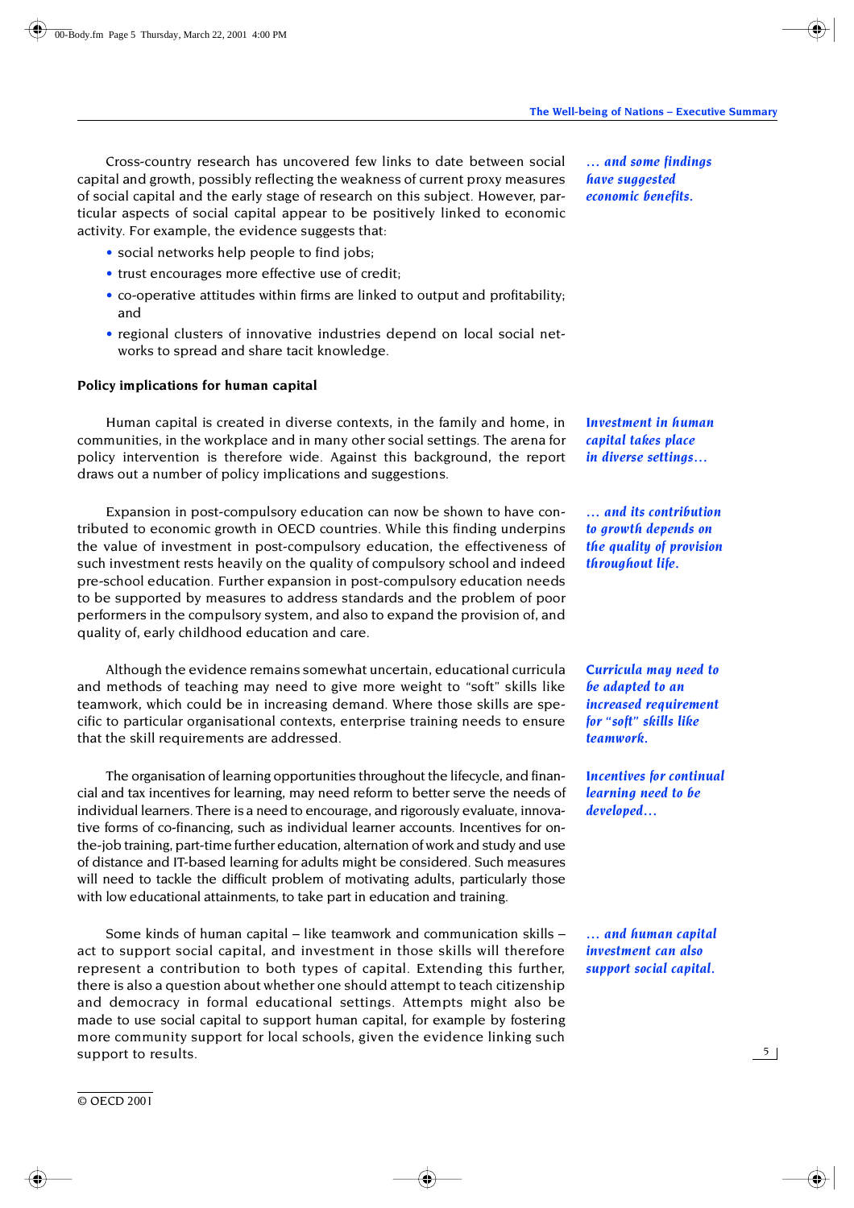Cross-country research has uncovered few links to date between social capital and growth, possibly reflecting the weakness of current proxy measures of social capital and the early stage of research on this subject. However, particular aspects of social capital appear to be positively linked to economic activity. For example, the evidence suggests that:

*... and some findings have suggested economic benefits.*

- social networks help people to find jobs;
- trust encourages more effective use of credit;
- co-operative attitudes within firms are linked to output and profitability; and
- regional clusters of innovative industries depend on local social networks to spread and share tacit knowledge.

**Policy implications for human capital**

Human capital is created in diverse contexts, in the family and home, in communities, in the workplace and in many other social settings. The arena for policy intervention is therefore wide. Against this background, the report draws out a number of policy implications and suggestions.

*Investment in human capital takes place in diverse settings…*

Expansion in post-compulsory education can now be shown to have contributed to economic growth in OECD countries. While this finding underpins the value of investment in post-compulsory education, the effectiveness of such investment rests heavily on the quality of compulsory school and indeed pre-school education. Further expansion in post-compulsory education needs to be supported by measures to address standards and the problem of poor performers in the compulsory system, and also to expand the provision of, and quality of, early childhood education and care.

*... and its contribution to growth depends on the quality of provision throughout life.*

Although the evidence remains somewhat uncertain, educational curricula and methods of teaching may need to give more weight to "soft" skills like teamwork, which could be in increasing demand. Where those skills are specific to particular organisational contexts, enterprise training needs to ensure that the skill requirements are addressed.

*Curricula may need to be adapted to an increased requirement for "soft" skills like teamwork.*

The organisation of learning opportunities throughout the lifecycle, and financial and tax incentives for learning, may need reform to better serve the needs of individual learners. There is a need to encourage, and rigorously evaluate, innovative forms of co-financing, such as individual learner accounts. Incentives for on-the-job training, part-time further education, alternation of work and study and use of distance and IT-based learning for adults might be considered. Such measures will need to tackle the difficult problem of motivating adults, particularly those with low educational attainments, to take part in education and training.

*Incentives for continual learning need to be developed…*

Some kinds of human capital – like teamwork and communication skills – act to support social capital, and investment in those skills will therefore represent a contribution to both types of capital. Extending this further, there is also a question about whether one should attempt to teach citizenship and democracy in formal educational settings. Attempts might also be made to use social capital to support human capital, for example by fostering more community support for local schools, given the evidence linking such support to results.

*... and human capital investment can also support social capital.*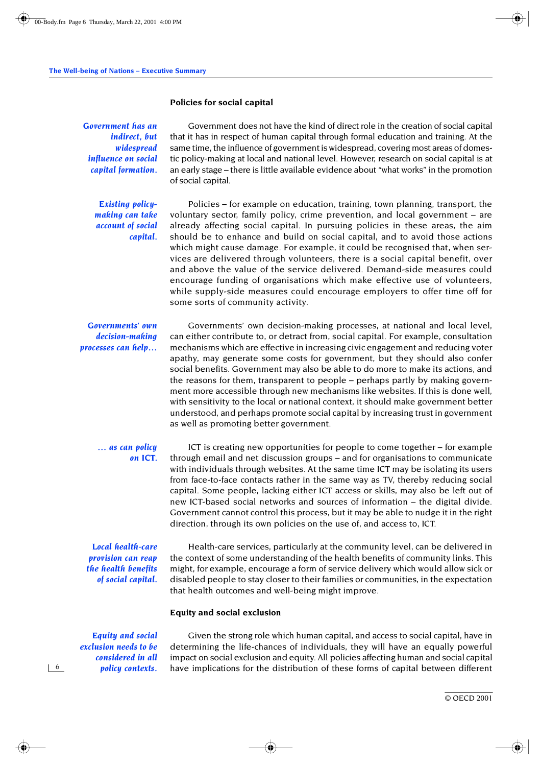### Policies for social capital

*Government has an indirect, but widespread influence on social capital formation.*

Government does not have the kind of direct role in the creation of social capital that it has in respect of human capital through formal education and training. At the same time, the influence of government is widespread, covering most areas of domestic policy-making at local and national level. However, research on social capital is at an early stage – there is little available evidence about "what works" in the promotion of social capital.

*Existing policy-making can take account of social capital.*

Policies – for example on education, training, town planning, transport, the voluntary sector, family policy, crime prevention, and local government – are already affecting social capital. In pursuing policies in these areas, the aim should be to enhance and build on social capital, and to avoid those actions which might cause damage. For example, it could be recognised that, when services are delivered through volunteers, there is a social capital benefit, over and above the value of the service delivered. Demand-side measures could encourage funding of organisations which make effective use of volunteers, while supply-side measures could encourage employers to offer time off for some sorts of community activity.

*Governments' own decision-making processes can help…*

Governments' own decision-making processes, at national and local level, can either contribute to, or detract from, social capital. For example, consultation mechanisms which are effective in increasing civic engagement and reducing voter apathy, may generate some costs for government, but they should also confer social benefits. Government may also be able to do more to make its actions, and the reasons for them, transparent to people – perhaps partly by making government more accessible through new mechanisms like websites. If this is done well, with sensitivity to the local or national context, it should make government better understood, and perhaps promote social capital by increasing trust in government as well as promoting better government.

*… as can policy on ICT.*

ICT is creating new opportunities for people to come together – for example through email and net discussion groups – and for organisations to communicate with individuals through websites. At the same time ICT may be isolating its users from face-to-face contacts rather in the same way as TV, thereby reducing social capital. Some people, lacking either ICT access or skills, may also be left out of new ICT-based social networks and sources of information – the digital divide. Government cannot control this process, but it may be able to nudge it in the right direction, through its own policies on the use of, and access to, ICT.

*Local health-care provision can reap the health benefits of social capital.*

Health-care services, particularly at the community level, can be delivered in the context of some understanding of the health benefits of community links. This might, for example, encourage a form of service delivery which would allow sick or disabled people to stay closer to their families or communities, in the expectation that health outcomes and well-being might improve.

### Equity and social exclusion

*Equity and social exclusion needs to be considered in all policy contexts.*

Given the strong role which human capital, and access to social capital, have in determining the life-chances of individuals, they will have an equally powerful impact on social exclusion and equity. All policies affecting human and social capital have implications for the distribution of these forms of capital between different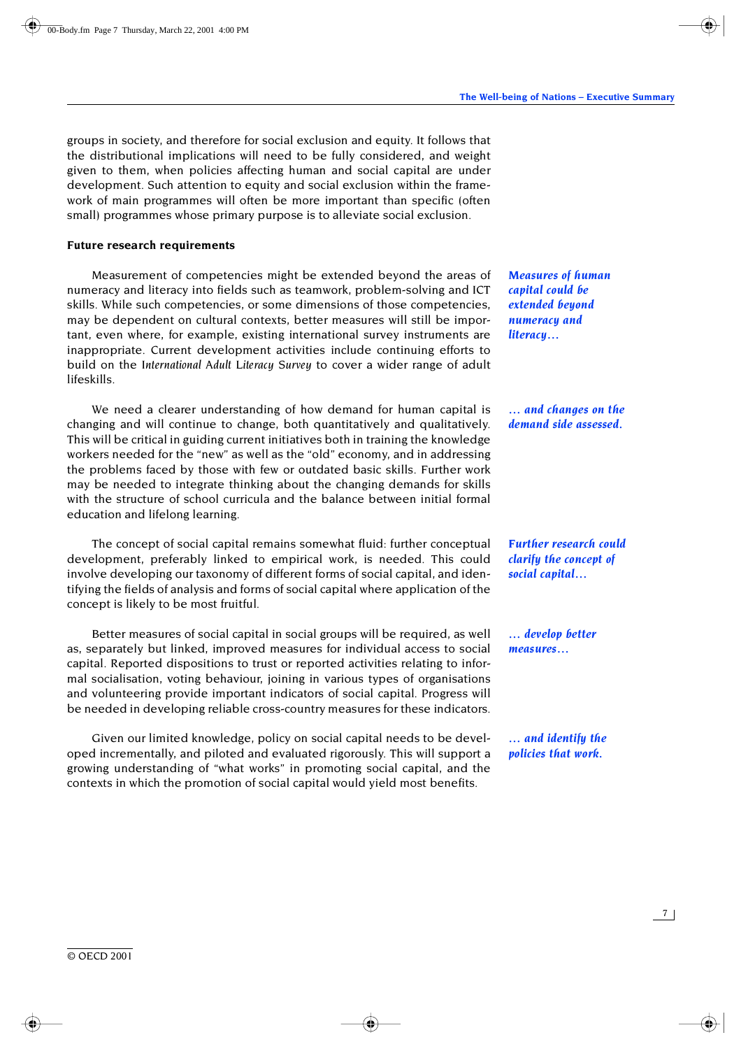groups in society, and therefore for social exclusion and equity. It follows that the distributional implications will need to be fully considered, and weight given to them, when policies affecting human and social capital are under development. Such attention to equity and social exclusion within the framework of main programmes will often be more important than specific (often small) programmes whose primary purpose is to alleviate social exclusion.

**Future research requirements**

*Measures of human capital could be extended beyond numeracy and literacy…*

Measurement of competencies might be extended beyond the areas of numeracy and literacy into fields such as teamwork, problem-solving and ICT skills. While such competencies, or some dimensions of those competencies, may be dependent on cultural contexts, better measures will still be important, even where, for example, existing international survey instruments are inappropriate. Current development activities include continuing efforts to build on the *International Adult Literacy Survey* to cover a wider range of adult lifeskills.

*… and changes on the demand side assessed.*

We need a clearer understanding of how demand for human capital is changing and will continue to change, both quantitatively and qualitatively. This will be critical in guiding current initiatives both in training the knowledge workers needed for the "new" as well as the "old" economy, and in addressing the problems faced by those with few or outdated basic skills. Further work may be needed to integrate thinking about the changing demands for skills with the structure of school curricula and the balance between initial formal education and lifelong learning.

*Further research could clarify the concept of social capital…*

The concept of social capital remains somewhat fluid: further conceptual development, preferably linked to empirical work, is needed. This could involve developing our taxonomy of different forms of social capital, and identifying the fields of analysis and forms of social capital where application of the concept is likely to be most fruitful.

*… develop better measures…*

Better measures of social capital in social groups will be required, as well as, separately but linked, improved measures for individual access to social capital. Reported dispositions to trust or reported activities relating to informal socialisation, voting behaviour, joining in various types of organisations and volunteering provide important indicators of social capital. Progress will be needed in developing reliable cross-country measures for these indicators.

*… and identify the policies that work.*

Given our limited knowledge, policy on social capital needs to be developed incrementally, and piloted and evaluated rigorously. This will support a growing understanding of "what works" in promoting social capital, and the contexts in which the promotion of social capital would yield most benefits.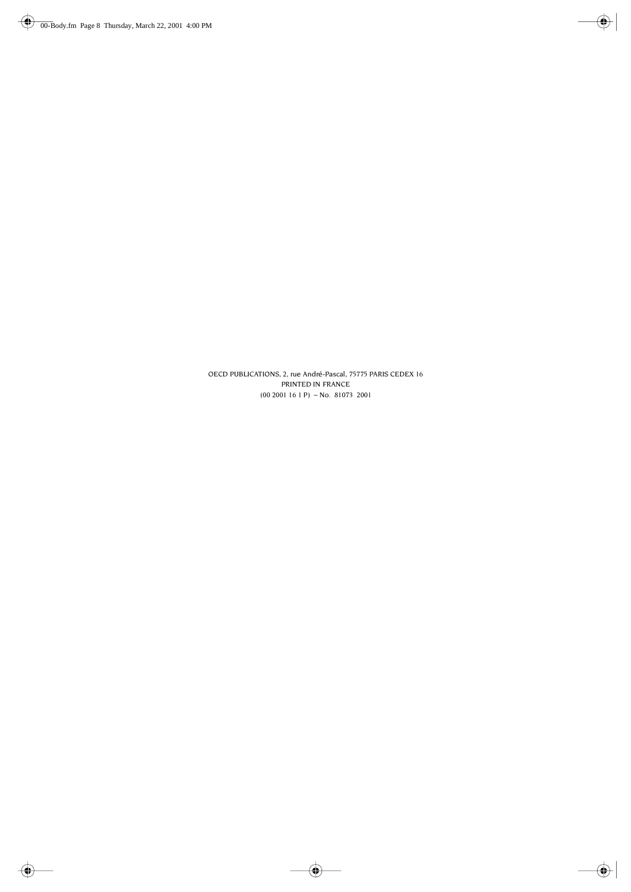OECD PUBLICATIONS, 2, rue André-Pascal, 75775 PARIS CEDEX 16
PRINTED IN FRANCE
(00 2001 16 1 P) – No. 81073 2001